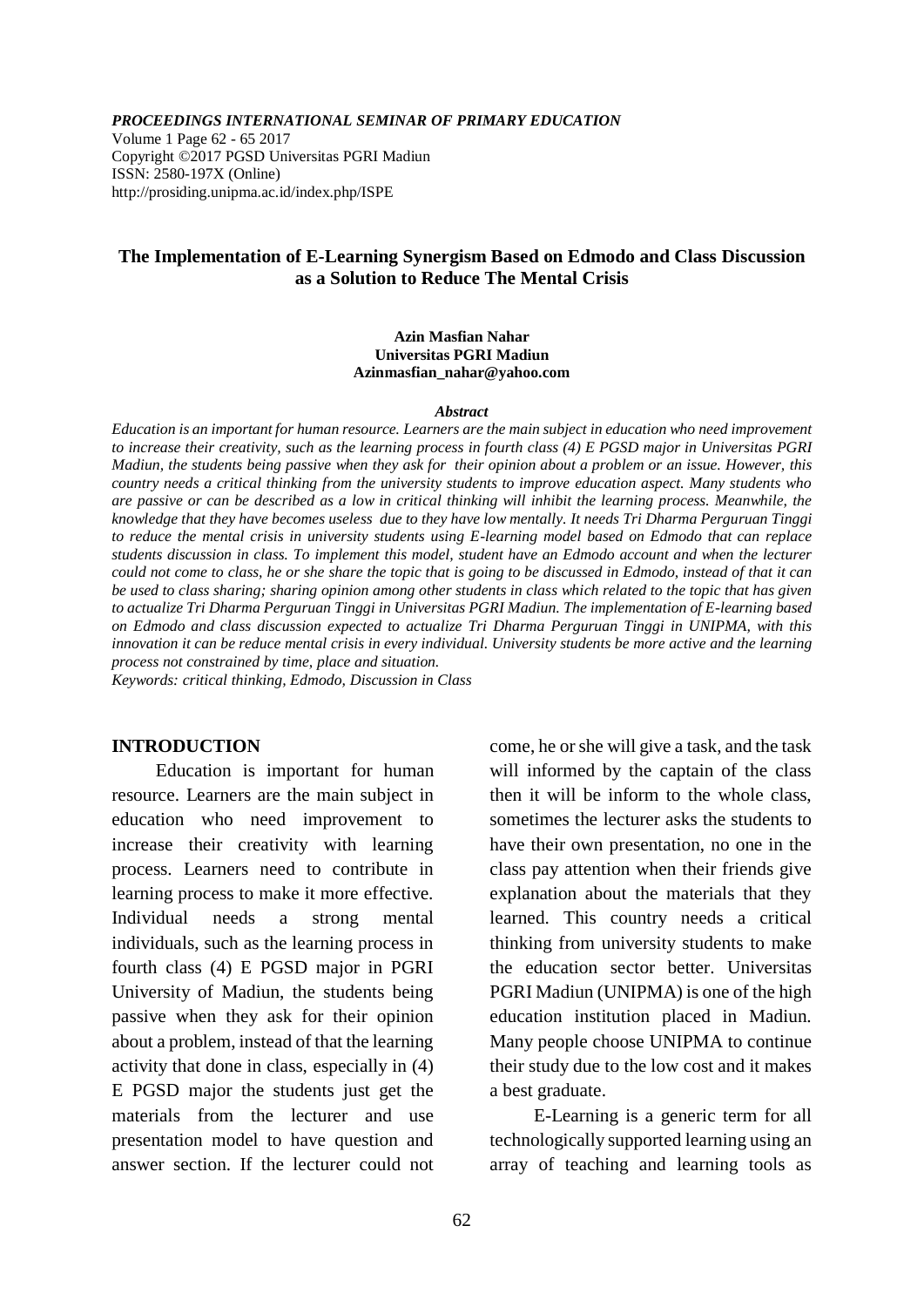# The Implementation of E-Learning Synergism Based on Edmodo and Class Discussion as a Solution to Reduce The Mental Crisis

**Azin Masfian Nahar**
**Universitas PGRI Madiun**
**Azinmasfian_nahar@yahoo.com**

***Abstract***

*Education is an important for human resource. Learners are the main subject in education who need improvement to increase their creativity, such as the learning process in fourth class (4) E PGSD major in Universitas PGRI Madiun, the students being passive when they ask for their opinion about a problem or an issue. However, this country needs a critical thinking from the university students to improve education aspect. Many students who are passive or can be described as a low in critical thinking will inhibit the learning process. Meanwhile, the knowledge that they have becomes useless due to they have low mentally. It needs Tri Dharma Perguruan Tinggi to reduce the mental crisis in university students using E-learning model based on Edmodo that can replace students discussion in class. To implement this model, student have an Edmodo account and when the lecturer could not come to class, he or she share the topic that is going to be discussed in Edmodo, instead of that it can be used to class sharing; sharing opinion among other students in class which related to the topic that has given to actualize Tri Dharma Perguruan Tinggi in Universitas PGRI Madiun. The implementation of E-learning based on Edmodo and class discussion expected to actualize Tri Dharma Perguruan Tinggi in UNIPMA, with this innovation it can be reduce mental crisis in every individual. University students be more active and the learning process not constrained by time, place and situation.*

*Keywords: critical thinking, Edmodo, Discussion in Class*

## INTRODUCTION

Education is important for human resource. Learners are the main subject in education who need improvement to increase their creativity with learning process. Learners need to contribute in learning process to make it more effective. Individual needs a strong mental individuals, such as the learning process in fourth class (4) E PGSD major in PGRI University of Madiun, the students being passive when they ask for their opinion about a problem, instead of that the learning activity that done in class, especially in (4) E PGSD major the students just get the materials from the lecturer and use presentation model to have question and answer section. If the lecturer could not come, he or she will give a task, and the task will informed by the captain of the class then it will be inform to the whole class, sometimes the lecturer asks the students to have their own presentation, no one in the class pay attention when their friends give explanation about the materials that they learned. This country needs a critical thinking from university students to make the education sector better. Universitas PGRI Madiun (UNIPMA) is one of the high education institution placed in Madiun. Many people choose UNIPMA to continue their study due to the low cost and it makes a best graduate.

E-Learning is a generic term for all technologically supported learning using an array of teaching and learning tools as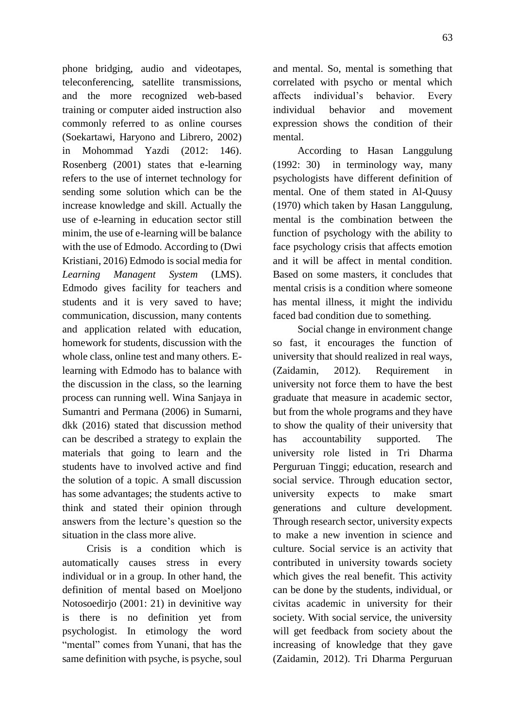phone bridging, audio and videotapes, teleconferencing, satellite transmissions, and the more recognized web-based training or computer aided instruction also commonly referred to as online courses (Soekartawi, Haryono and Librero, 2002) in Mohommad Yazdi (2012: 146). Rosenberg (2001) states that e-learning refers to the use of internet technology for sending some solution which can be the increase knowledge and skill. Actually the use of e-learning in education sector still minim, the use of e-learning will be balance with the use of Edmodo. According to (Dwi Kristiani, 2016) Edmodo is social media for *Learning Managent System* (LMS). Edmodo gives facility for teachers and students and it is very saved to have; communication, discussion, many contents and application related with education, homework for students, discussion with the whole class, online test and many others. E-learning with Edmodo has to balance with the discussion in the class, so the learning process can running well. Wina Sanjaya in Sumantri and Permana (2006) in Sumarni, dkk (2016) stated that discussion method can be described a strategy to explain the materials that going to learn and the students have to involved active and find the solution of a topic. A small discussion has some advantages; the students active to think and stated their opinion through answers from the lecture's question so the situation in the class more alive.

Crisis is a condition which is automatically causes stress in every individual or in a group. In other hand, the definition of mental based on Moeljono Notosoedirjo (2001: 21) in devinitive way is there is no definition yet from psychologist. In etimology the word "mental" comes from Yunani, that has the same definition with psyche, is psyche, soul and mental. So, mental is something that correlated with psycho or mental which affects individual's behavior. Every individual behavior and movement expression shows the condition of their mental.

According to Hasan Langgulung (1992: 30) in terminology way, many psychologists have different definition of mental. One of them stated in Al-Quusy (1970) which taken by Hasan Langgulung, mental is the combination between the function of psychology with the ability to face psychology crisis that affects emotion and it will be affect in mental condition. Based on some masters, it concludes that mental crisis is a condition where someone has mental illness, it might the individu faced bad condition due to something.

Social change in environment change so fast, it encourages the function of university that should realized in real ways, (Zaidamin, 2012). Requirement in university not force them to have the best graduate that measure in academic sector, but from the whole programs and they have to show the quality of their university that has accountability supported. The university role listed in Tri Dharma Perguruan Tinggi; education, research and social service. Through education sector, university expects to make smart generations and culture development. Through research sector, university expects to make a new invention in science and culture. Social service is an activity that contributed in university towards society which gives the real benefit. This activity can be done by the students, individual, or civitas academic in university for their society. With social service, the university will get feedback from society about the increasing of knowledge that they gave (Zaidamin, 2012). Tri Dharma Perguruan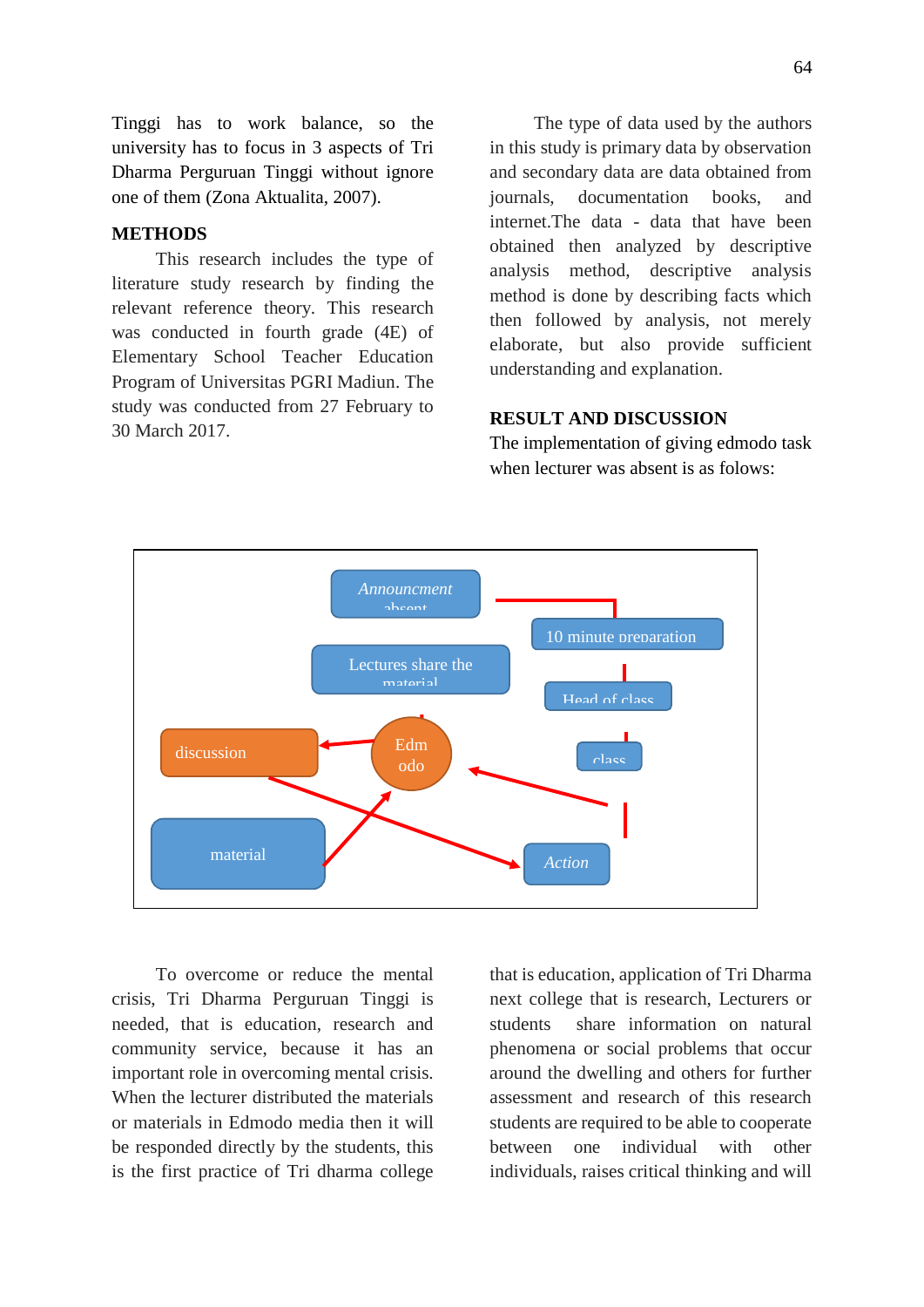Tinggi has to work balance, so the university has to focus in 3 aspects of Tri Dharma Perguruan Tinggi without ignore one of them (Zona Aktualita, 2007).

## METHODS

This research includes the type of literature study research by finding the relevant reference theory. This research was conducted in fourth grade (4E) of Elementary School Teacher Education Program of Universitas PGRI Madiun. The study was conducted from 27 February to 30 March 2017.

The type of data used by the authors in this study is primary data by observation and secondary data are data obtained from journals, documentation books, and internet.The data - data that have been obtained then analyzed by descriptive analysis method, descriptive analysis method is done by describing facts which then followed by analysis, not merely elaborate, but also provide sufficient understanding and explanation.

## RESULT AND DISCUSSION

The implementation of giving edmodo task when lecturer was absent is as folows:

Announcment absent

10 minute preparation

Lectures share the material

Head of class

discussion

Edmodo

class

material

Action

To overcome or reduce the mental crisis, Tri Dharma Perguruan Tinggi is needed, that is education, research and community service, because it has an important role in overcoming mental crisis. When the lecturer distributed the materials or materials in Edmodo media then it will be responded directly by the students, this is the first practice of Tri dharma college that is education, application of Tri Dharma next college that is research, Lecturers or students share information on natural phenomena or social problems that occur around the dwelling and others for further assessment and research of this research students are required to be able to cooperate between one individual with other individuals, raises critical thinking and will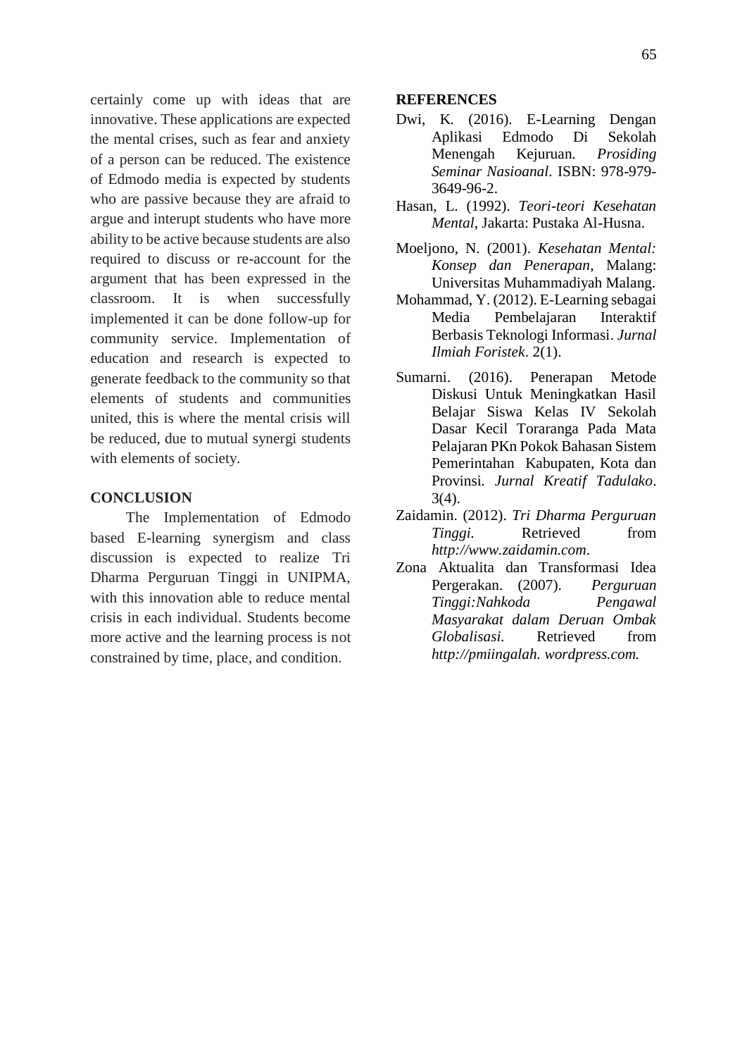certainly come up with ideas that are innovative. These applications are expected the mental crises, such as fear and anxiety of a person can be reduced. The existence of Edmodo media is expected by students who are passive because they are afraid to argue and interupt students who have more ability to be active because students are also required to discuss or re-account for the argument that has been expressed in the classroom. It is when successfully implemented it can be done follow-up for community service. Implementation of education and research is expected to generate feedback to the community so that elements of students and communities united, this is where the mental crisis will be reduced, due to mutual synergi students with elements of society.

## CONCLUSION

The Implementation of Edmodo based E-learning synergism and class discussion is expected to realize Tri Dharma Perguruan Tinggi in UNIPMA, with this innovation able to reduce mental crisis in each individual. Students become more active and the learning process is not constrained by time, place, and condition.

## REFERENCES

Dwi, K. (2016). E-Learning Dengan Aplikasi Edmodo Di Sekolah Menengah Kejuruan. *Prosiding Seminar Nasioanal*. ISBN: 978-979-3649-96-2.

Hasan, L. (1992). *Teori-teori Kesehatan Mental*, Jakarta: Pustaka Al-Husna.

Moeljono, N. (2001). *Kesehatan Mental: Konsep dan Penerapan*, Malang: Universitas Muhammadiyah Malang.

Mohammad, Y. (2012). E-Learning sebagai Media Pembelajaran Interaktif Berbasis Teknologi Informasi. *Jurnal Ilmiah Foristek*. 2(1).

Sumarni. (2016). Penerapan Metode Diskusi Untuk Meningkatkan Hasil Belajar Siswa Kelas IV Sekolah Dasar Kecil Toraranga Pada Mata Pelajaran PKn Pokok Bahasan Sistem Pemerintahan Kabupaten, Kota dan Provinsi. *Jurnal Kreatif Tadulako*. 3(4).

Zaidamin. (2012). *Tri Dharma Perguruan Tinggi.* Retrieved from *http://www.zaidamin.com*.

Zona Aktualita dan Transformasi Idea Pergerakan. (2007). *Perguruan Tinggi:Nahkoda Pengawal Masyarakat dalam Deruan Ombak Globalisasi.* Retrieved from *http://pmiingalah. wordpress.com.*